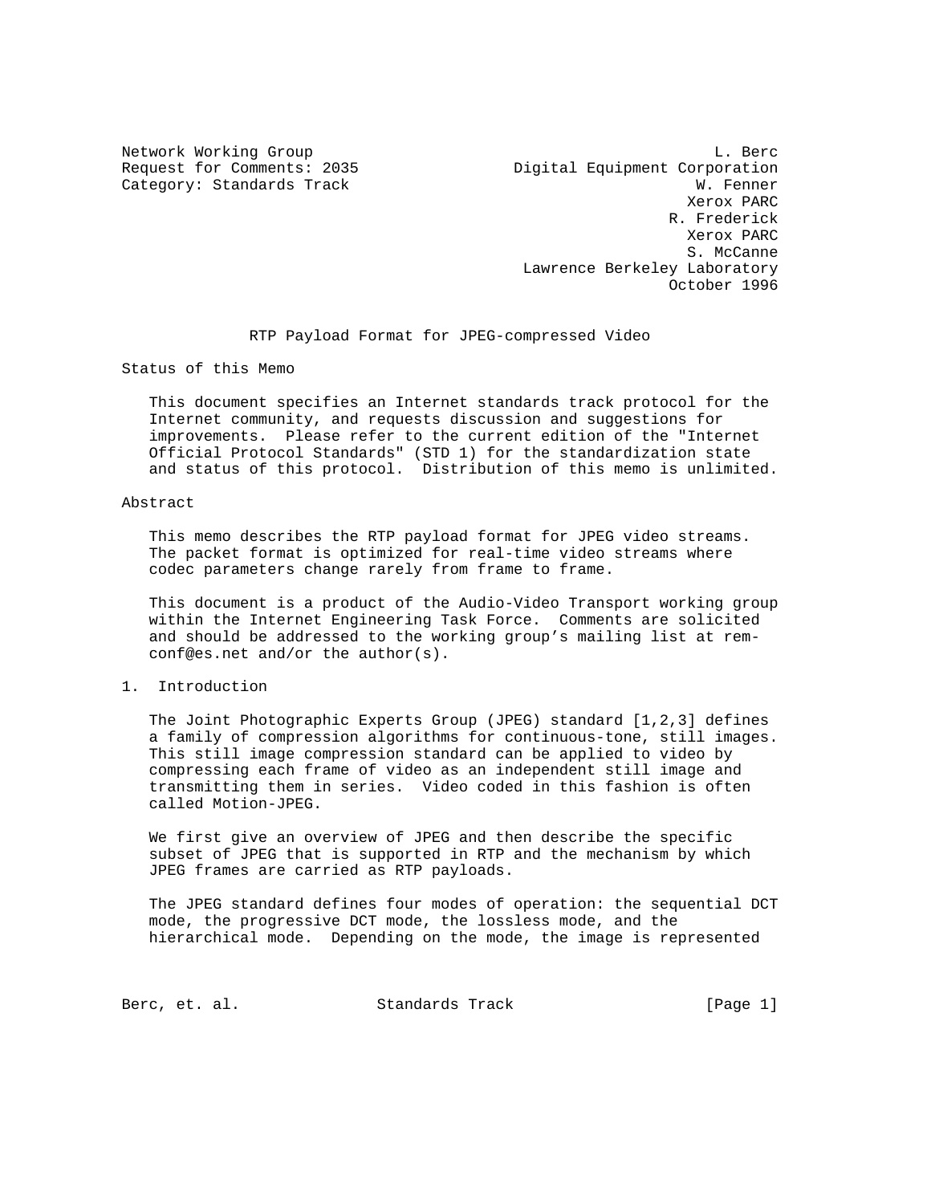Network Working Group L. Berc
Request for Comments: 2035 Digital Equipment Corporation
Category: Standards Track W. Fenner
Xerox PARC
R. Frederick
Xerox PARC
S. McCanne
Lawrence Berkeley Laboratory
October 1996

# RTP Payload Format for JPEG-compressed Video

## Status of this Memo

This document specifies an Internet standards track protocol for the Internet community, and requests discussion and suggestions for improvements. Please refer to the current edition of the "Internet Official Protocol Standards" (STD 1) for the standardization state and status of this protocol. Distribution of this memo is unlimited.

## Abstract

This memo describes the RTP payload format for JPEG video streams. The packet format is optimized for real-time video streams where codec parameters change rarely from frame to frame.

This document is a product of the Audio-Video Transport working group within the Internet Engineering Task Force. Comments are solicited and should be addressed to the working group's mailing list at rem-conf@es.net and/or the author(s).

## 1. Introduction

The Joint Photographic Experts Group (JPEG) standard [1,2,3] defines a family of compression algorithms for continuous-tone, still images. This still image compression standard can be applied to video by compressing each frame of video as an independent still image and transmitting them in series. Video coded in this fashion is often called Motion-JPEG.

We first give an overview of JPEG and then describe the specific subset of JPEG that is supported in RTP and the mechanism by which JPEG frames are carried as RTP payloads.

The JPEG standard defines four modes of operation: the sequential DCT mode, the progressive DCT mode, the lossless mode, and the hierarchical mode. Depending on the mode, the image is represented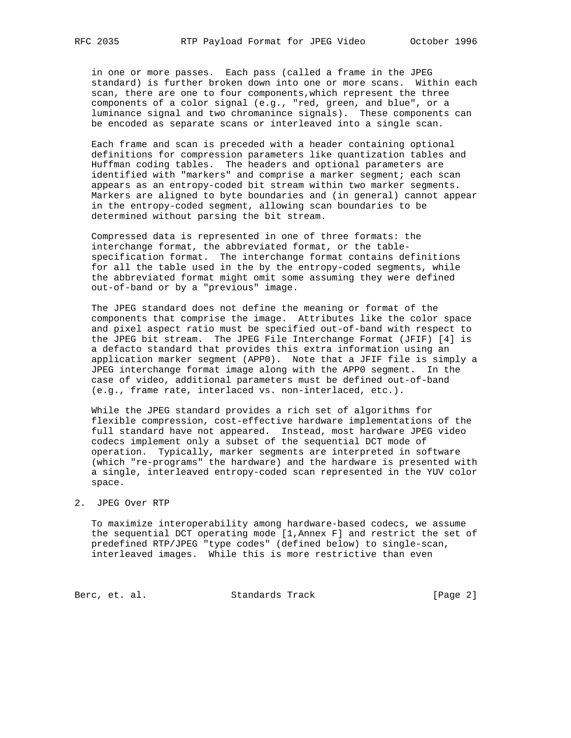in one or more passes. Each pass (called a frame in the JPEG standard) is further broken down into one or more scans. Within each scan, there are one to four components,which represent the three components of a color signal (e.g., "red, green, and blue", or a luminance signal and two chromanince signals). These components can be encoded as separate scans or interleaved into a single scan.

Each frame and scan is preceded with a header containing optional definitions for compression parameters like quantization tables and Huffman coding tables. The headers and optional parameters are identified with "markers" and comprise a marker segment; each scan appears as an entropy-coded bit stream within two marker segments. Markers are aligned to byte boundaries and (in general) cannot appear in the entropy-coded segment, allowing scan boundaries to be determined without parsing the bit stream.

Compressed data is represented in one of three formats: the interchange format, the abbreviated format, or the table-specification format. The interchange format contains definitions for all the table used in the by the entropy-coded segments, while the abbreviated format might omit some assuming they were defined out-of-band or by a "previous" image.

The JPEG standard does not define the meaning or format of the components that comprise the image. Attributes like the color space and pixel aspect ratio must be specified out-of-band with respect to the JPEG bit stream. The JPEG File Interchange Format (JFIF) [4] is a defacto standard that provides this extra information using an application marker segment (APP0). Note that a JFIF file is simply a JPEG interchange format image along with the APP0 segment. In the case of video, additional parameters must be defined out-of-band (e.g., frame rate, interlaced vs. non-interlaced, etc.).

While the JPEG standard provides a rich set of algorithms for flexible compression, cost-effective hardware implementations of the full standard have not appeared. Instead, most hardware JPEG video codecs implement only a subset of the sequential DCT mode of operation. Typically, marker segments are interpreted in software (which "re-programs" the hardware) and the hardware is presented with a single, interleaved entropy-coded scan represented in the YUV color space.

## 2. JPEG Over RTP

To maximize interoperability among hardware-based codecs, we assume the sequential DCT operating mode [1,Annex F] and restrict the set of predefined RTP/JPEG "type codes" (defined below) to single-scan, interleaved images. While this is more restrictive than even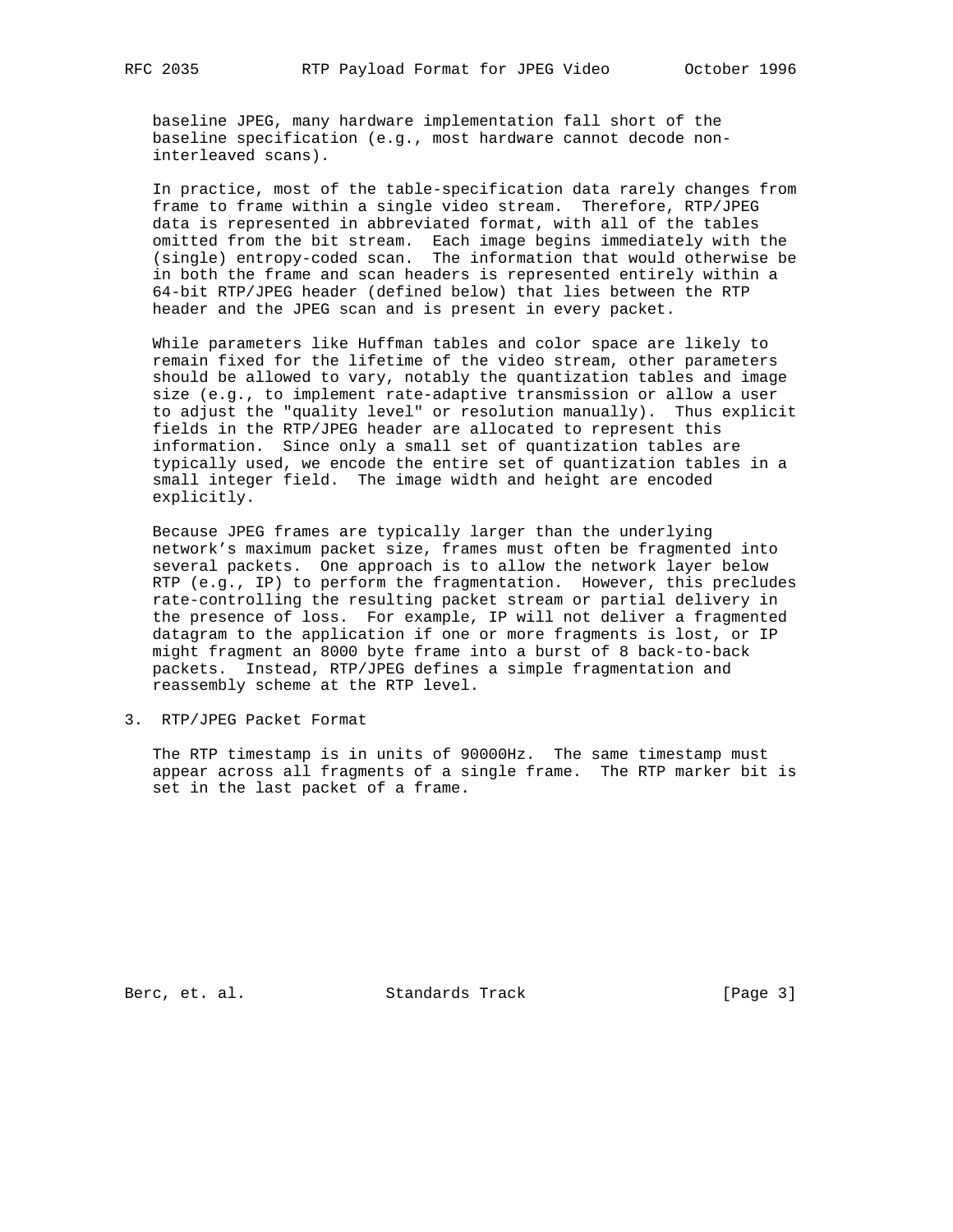baseline JPEG, many hardware implementation fall short of the baseline specification (e.g., most hardware cannot decode non-interleaved scans).

In practice, most of the table-specification data rarely changes from frame to frame within a single video stream. Therefore, RTP/JPEG data is represented in abbreviated format, with all of the tables omitted from the bit stream. Each image begins immediately with the (single) entropy-coded scan. The information that would otherwise be in both the frame and scan headers is represented entirely within a 64-bit RTP/JPEG header (defined below) that lies between the RTP header and the JPEG scan and is present in every packet.

While parameters like Huffman tables and color space are likely to remain fixed for the lifetime of the video stream, other parameters should be allowed to vary, notably the quantization tables and image size (e.g., to implement rate-adaptive transmission or allow a user to adjust the "quality level" or resolution manually). Thus explicit fields in the RTP/JPEG header are allocated to represent this information. Since only a small set of quantization tables are typically used, we encode the entire set of quantization tables in a small integer field. The image width and height are encoded explicitly.

Because JPEG frames are typically larger than the underlying network's maximum packet size, frames must often be fragmented into several packets. One approach is to allow the network layer below RTP (e.g., IP) to perform the fragmentation. However, this precludes rate-controlling the resulting packet stream or partial delivery in the presence of loss. For example, IP will not deliver a fragmented datagram to the application if one or more fragments is lost, or IP might fragment an 8000 byte frame into a burst of 8 back-to-back packets. Instead, RTP/JPEG defines a simple fragmentation and reassembly scheme at the RTP level.

## 3. RTP/JPEG Packet Format

The RTP timestamp is in units of 90000Hz. The same timestamp must appear across all fragments of a single frame. The RTP marker bit is set in the last packet of a frame.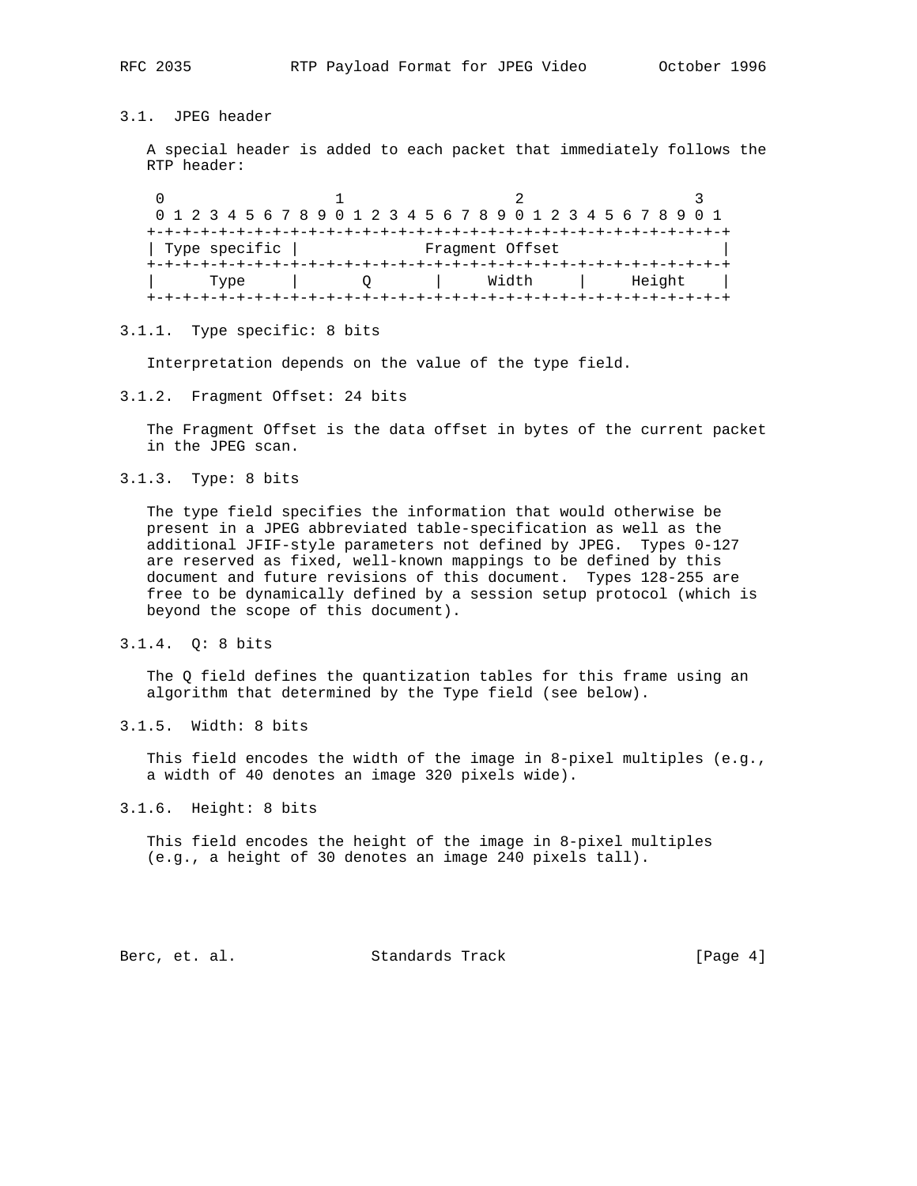### 3.1. JPEG header

A special header is added to each packet that immediately follows the RTP header:

```
 0                   1                   2                   3
 0 1 2 3 4 5 6 7 8 9 0 1 2 3 4 5 6 7 8 9 0 1 2 3 4 5 6 7 8 9 0 1
+-+-+-+-+-+-+-+-+-+-+-+-+-+-+-+-+-+-+-+-+-+-+-+-+-+-+-+-+-+-+-+-+
| Type specific |              Fragment Offset                  |
+-+-+-+-+-+-+-+-+-+-+-+-+-+-+-+-+-+-+-+-+-+-+-+-+-+-+-+-+-+-+-+-+
|      Type     |       Q       |     Width     |     Height    |
+-+-+-+-+-+-+-+-+-+-+-+-+-+-+-+-+-+-+-+-+-+-+-+-+-+-+-+-+-+-+-+-+
```

#### 3.1.1. Type specific: 8 bits

Interpretation depends on the value of the type field.

#### 3.1.2. Fragment Offset: 24 bits

The Fragment Offset is the data offset in bytes of the current packet in the JPEG scan.

#### 3.1.3. Type: 8 bits

The type field specifies the information that would otherwise be present in a JPEG abbreviated table-specification as well as the additional JFIF-style parameters not defined by JPEG. Types 0-127 are reserved as fixed, well-known mappings to be defined by this document and future revisions of this document. Types 128-255 are free to be dynamically defined by a session setup protocol (which is beyond the scope of this document).

#### 3.1.4. Q: 8 bits

The Q field defines the quantization tables for this frame using an algorithm that determined by the Type field (see below).

#### 3.1.5. Width: 8 bits

This field encodes the width of the image in 8-pixel multiples (e.g., a width of 40 denotes an image 320 pixels wide).

#### 3.1.6. Height: 8 bits

This field encodes the height of the image in 8-pixel multiples (e.g., a height of 30 denotes an image 240 pixels tall).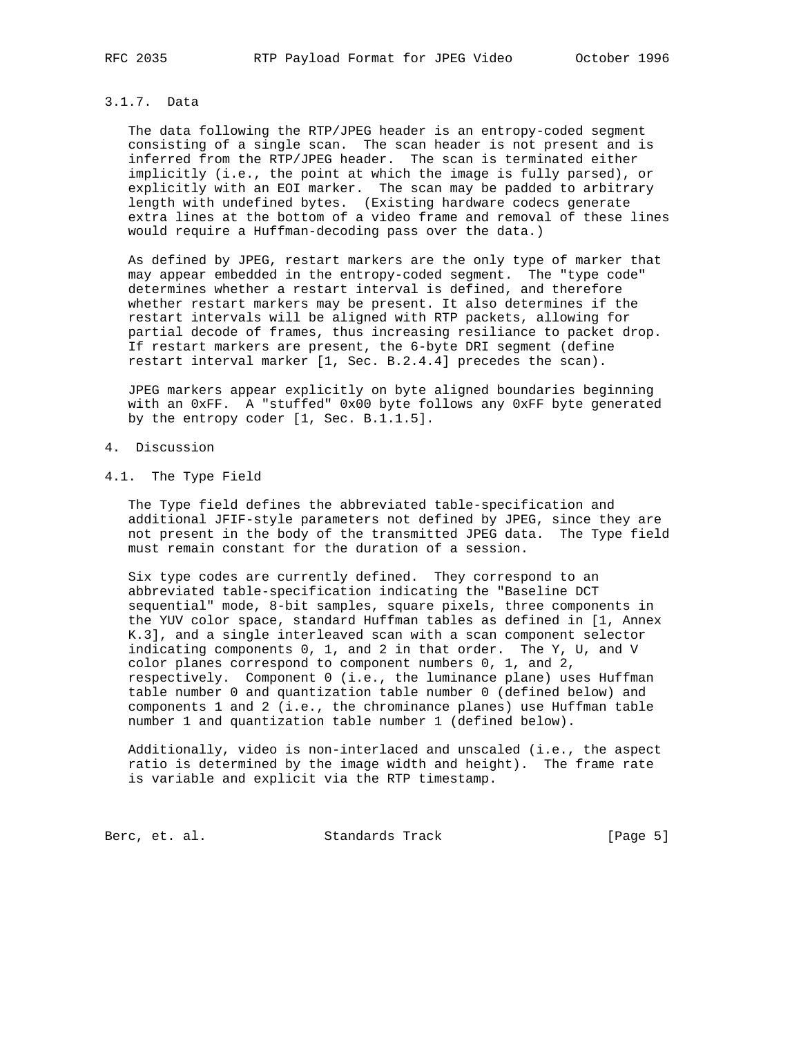### 3.1.7. Data

The data following the RTP/JPEG header is an entropy-coded segment consisting of a single scan. The scan header is not present and is inferred from the RTP/JPEG header. The scan is terminated either implicitly (i.e., the point at which the image is fully parsed), or explicitly with an EOI marker. The scan may be padded to arbitrary length with undefined bytes. (Existing hardware codecs generate extra lines at the bottom of a video frame and removal of these lines would require a Huffman-decoding pass over the data.)

As defined by JPEG, restart markers are the only type of marker that may appear embedded in the entropy-coded segment. The "type code" determines whether a restart interval is defined, and therefore whether restart markers may be present. It also determines if the restart intervals will be aligned with RTP packets, allowing for partial decode of frames, thus increasing resiliance to packet drop. If restart markers are present, the 6-byte DRI segment (define restart interval marker [1, Sec. B.2.4.4] precedes the scan).

JPEG markers appear explicitly on byte aligned boundaries beginning with an 0xFF. A "stuffed" 0x00 byte follows any 0xFF byte generated by the entropy coder [1, Sec. B.1.1.5].

# 4. Discussion

## 4.1. The Type Field

The Type field defines the abbreviated table-specification and additional JFIF-style parameters not defined by JPEG, since they are not present in the body of the transmitted JPEG data. The Type field must remain constant for the duration of a session.

Six type codes are currently defined. They correspond to an abbreviated table-specification indicating the "Baseline DCT sequential" mode, 8-bit samples, square pixels, three components in the YUV color space, standard Huffman tables as defined in [1, Annex K.3], and a single interleaved scan with a scan component selector indicating components 0, 1, and 2 in that order. The Y, U, and V color planes correspond to component numbers 0, 1, and 2, respectively. Component 0 (i.e., the luminance plane) uses Huffman table number 0 and quantization table number 0 (defined below) and components 1 and 2 (i.e., the chrominance planes) use Huffman table number 1 and quantization table number 1 (defined below).

Additionally, video is non-interlaced and unscaled (i.e., the aspect ratio is determined by the image width and height). The frame rate is variable and explicit via the RTP timestamp.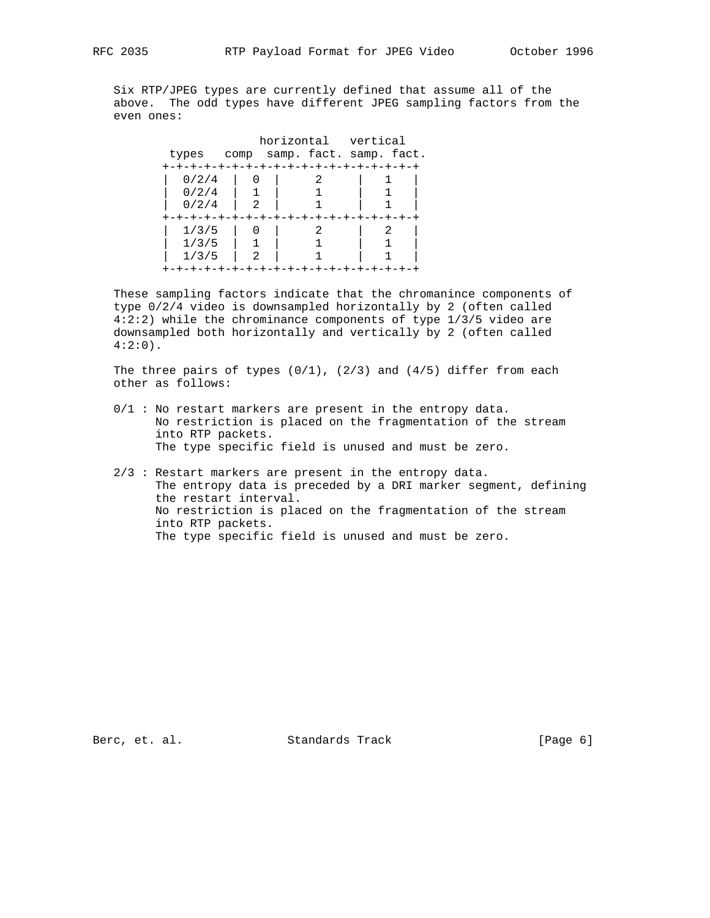Six RTP/JPEG types are currently defined that assume all of the above. The odd types have different JPEG sampling factors from the even ones:

| types | comp | horizontal samp. fact. | vertical samp. fact. |
|---|---|---|---|
| 0/2/4 | 0 | 2 | 1 |
| 0/2/4 | 1 | 1 | 1 |
| 0/2/4 | 2 | 1 | 1 |
| 1/3/5 | 0 | 2 | 2 |
| 1/3/5 | 1 | 1 | 1 |
| 1/3/5 | 2 | 1 | 1 |

These sampling factors indicate that the chromanince components of type 0/2/4 video is downsampled horizontally by 2 (often called 4:2:2) while the chrominance components of type 1/3/5 video are downsampled both horizontally and vertically by 2 (often called 4:2:0).

The three pairs of types (0/1), (2/3) and (4/5) differ from each other as follows:

0/1 : No restart markers are present in the entropy data.
      No restriction is placed on the fragmentation of the stream into RTP packets.
      The type specific field is unused and must be zero.

2/3 : Restart markers are present in the entropy data.
      The entropy data is preceded by a DRI marker segment, defining the restart interval.
      No restriction is placed on the fragmentation of the stream into RTP packets.
      The type specific field is unused and must be zero.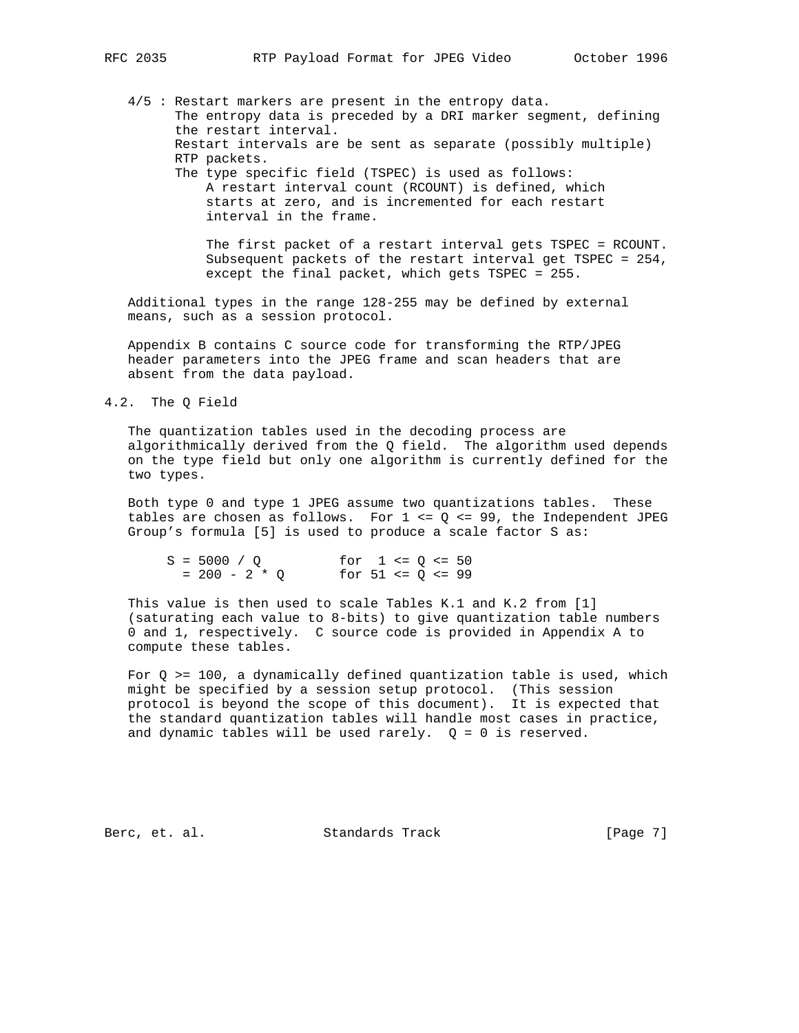4/5 : Restart markers are present in the entropy data. The entropy data is preceded by a DRI marker segment, defining the restart interval. Restart intervals are be sent as separate (possibly multiple) RTP packets. The type specific field (TSPEC) is used as follows: A restart interval count (RCOUNT) is defined, which starts at zero, and is incremented for each restart interval in the frame.

The first packet of a restart interval gets TSPEC = RCOUNT. Subsequent packets of the restart interval get TSPEC = 254, except the final packet, which gets TSPEC = 255.

Additional types in the range 128-255 may be defined by external means, such as a session protocol.

Appendix B contains C source code for transforming the RTP/JPEG header parameters into the JPEG frame and scan headers that are absent from the data payload.

## 4.2. The Q Field

The quantization tables used in the decoding process are algorithmically derived from the Q field. The algorithm used depends on the type field but only one algorithm is currently defined for the two types.

Both type 0 and type 1 JPEG assume two quantizations tables. These tables are chosen as follows. For 1 <= Q <= 99, the Independent JPEG Group's formula [5] is used to produce a scale factor S as:

```
S = 5000 / Q          for  1 <= Q <= 50
  = 200 - 2 * Q       for 51 <= Q <= 99
```

This value is then used to scale Tables K.1 and K.2 from [1] (saturating each value to 8-bits) to give quantization table numbers 0 and 1, respectively. C source code is provided in Appendix A to compute these tables.

For Q >= 100, a dynamically defined quantization table is used, which might be specified by a session setup protocol. (This session protocol is beyond the scope of this document). It is expected that the standard quantization tables will handle most cases in practice, and dynamic tables will be used rarely. Q = 0 is reserved.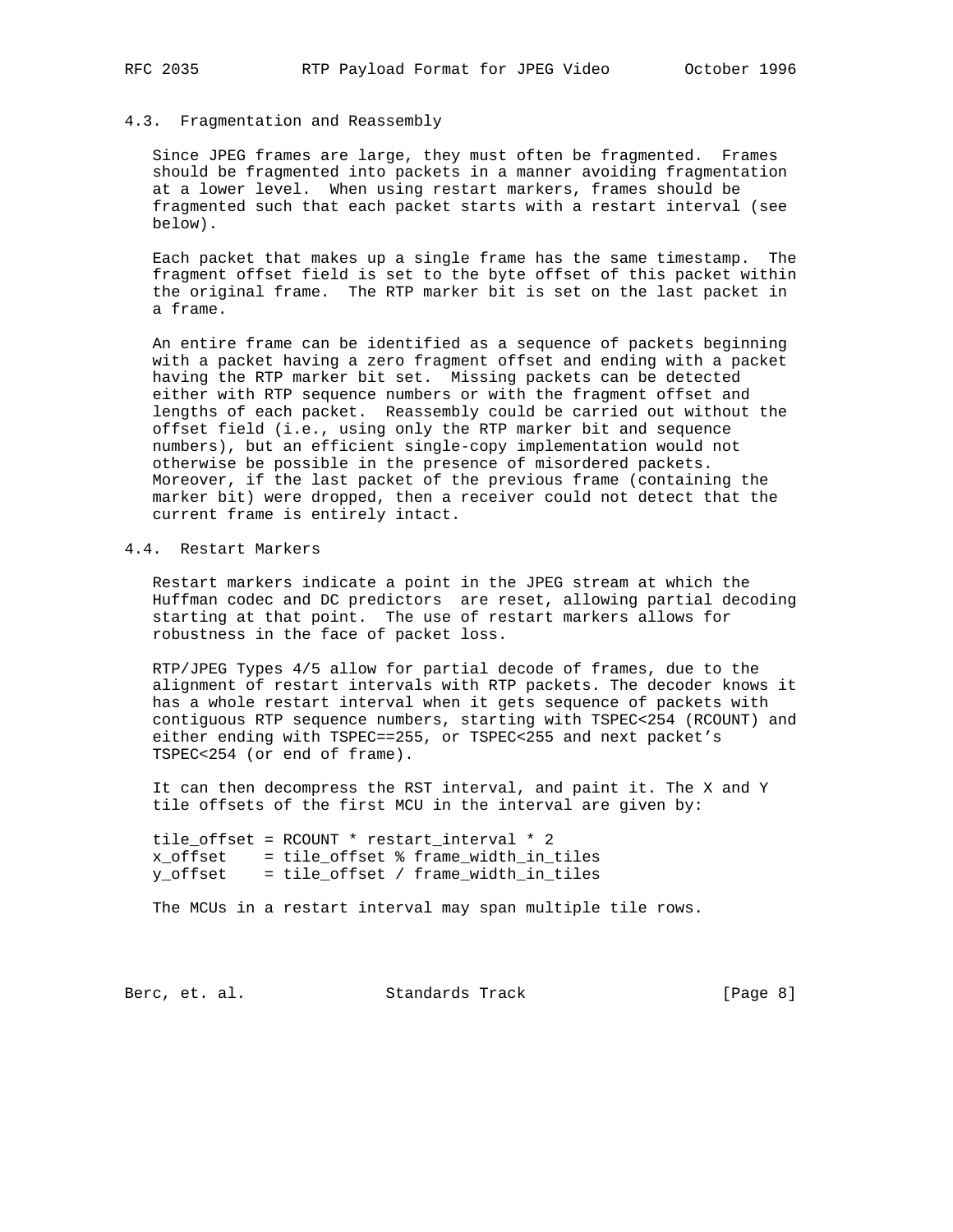## 4.3. Fragmentation and Reassembly

Since JPEG frames are large, they must often be fragmented. Frames should be fragmented into packets in a manner avoiding fragmentation at a lower level. When using restart markers, frames should be fragmented such that each packet starts with a restart interval (see below).

Each packet that makes up a single frame has the same timestamp. The fragment offset field is set to the byte offset of this packet within the original frame. The RTP marker bit is set on the last packet in a frame.

An entire frame can be identified as a sequence of packets beginning with a packet having a zero fragment offset and ending with a packet having the RTP marker bit set. Missing packets can be detected either with RTP sequence numbers or with the fragment offset and lengths of each packet. Reassembly could be carried out without the offset field (i.e., using only the RTP marker bit and sequence numbers), but an efficient single-copy implementation would not otherwise be possible in the presence of misordered packets. Moreover, if the last packet of the previous frame (containing the marker bit) were dropped, then a receiver could not detect that the current frame is entirely intact.

## 4.4. Restart Markers

Restart markers indicate a point in the JPEG stream at which the Huffman codec and DC predictors are reset, allowing partial decoding starting at that point. The use of restart markers allows for robustness in the face of packet loss.

RTP/JPEG Types 4/5 allow for partial decode of frames, due to the alignment of restart intervals with RTP packets. The decoder knows it has a whole restart interval when it gets sequence of packets with contiguous RTP sequence numbers, starting with TSPEC<254 (RCOUNT) and either ending with TSPEC==255, or TSPEC<255 and next packet's TSPEC<254 (or end of frame).

It can then decompress the RST interval, and paint it. The X and Y tile offsets of the first MCU in the interval are given by:

```
tile_offset = RCOUNT * restart_interval * 2
x_offset    = tile_offset % frame_width_in_tiles
y_offset    = tile_offset / frame_width_in_tiles
```

The MCUs in a restart interval may span multiple tile rows.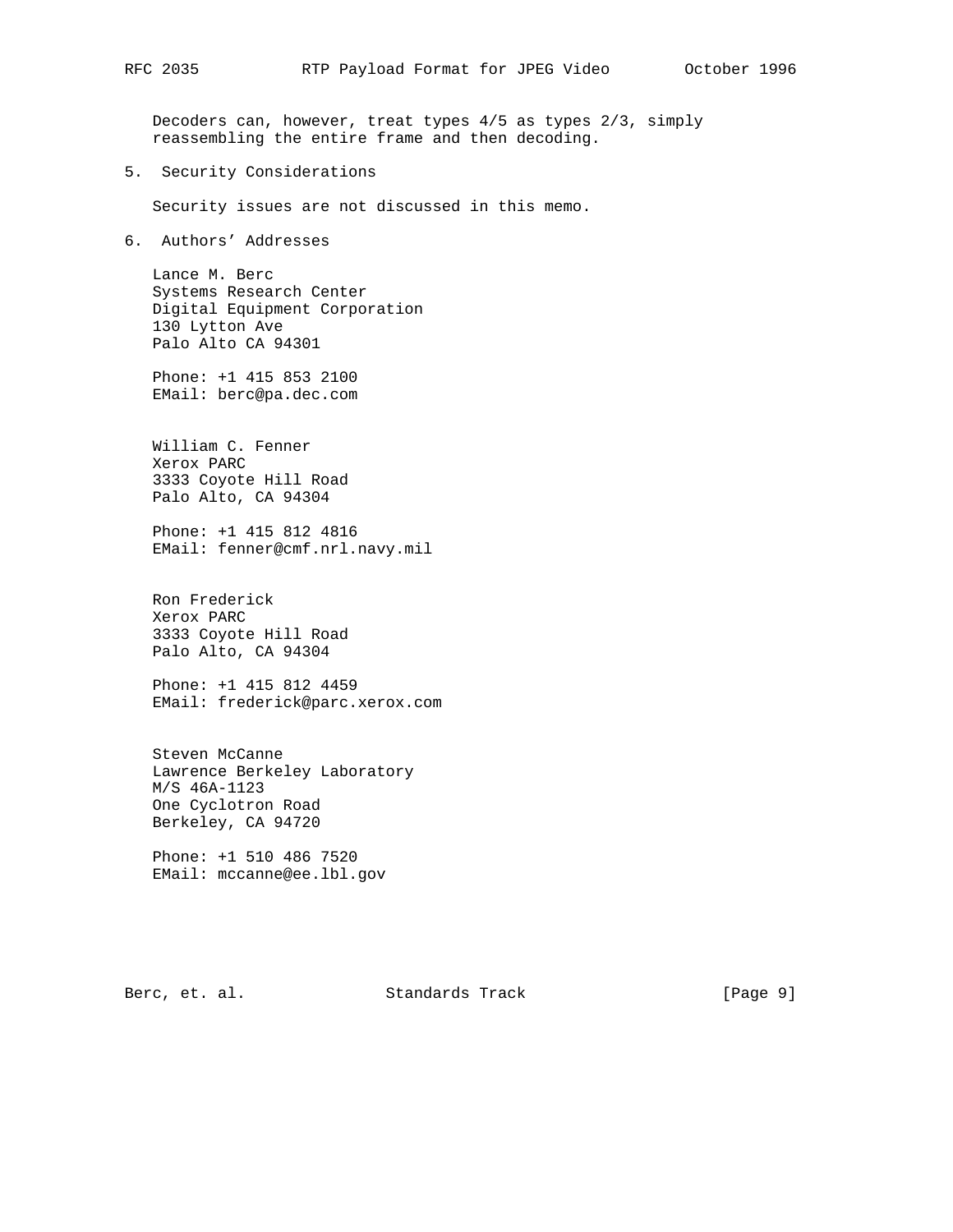Decoders can, however, treat types 4/5 as types 2/3, simply reassembling the entire frame and then decoding.

## 5. Security Considerations

Security issues are not discussed in this memo.

## 6. Authors' Addresses

Lance M. Berc
Systems Research Center
Digital Equipment Corporation
130 Lytton Ave
Palo Alto CA 94301

Phone: +1 415 853 2100
EMail: berc@pa.dec.com

William C. Fenner
Xerox PARC
3333 Coyote Hill Road
Palo Alto, CA 94304

Phone: +1 415 812 4816
EMail: fenner@cmf.nrl.navy.mil

Ron Frederick
Xerox PARC
3333 Coyote Hill Road
Palo Alto, CA 94304

Phone: +1 415 812 4459
EMail: frederick@parc.xerox.com

Steven McCanne
Lawrence Berkeley Laboratory
M/S 46A-1123
One Cyclotron Road
Berkeley, CA 94720

Phone: +1 510 486 7520
EMail: mccanne@ee.lbl.gov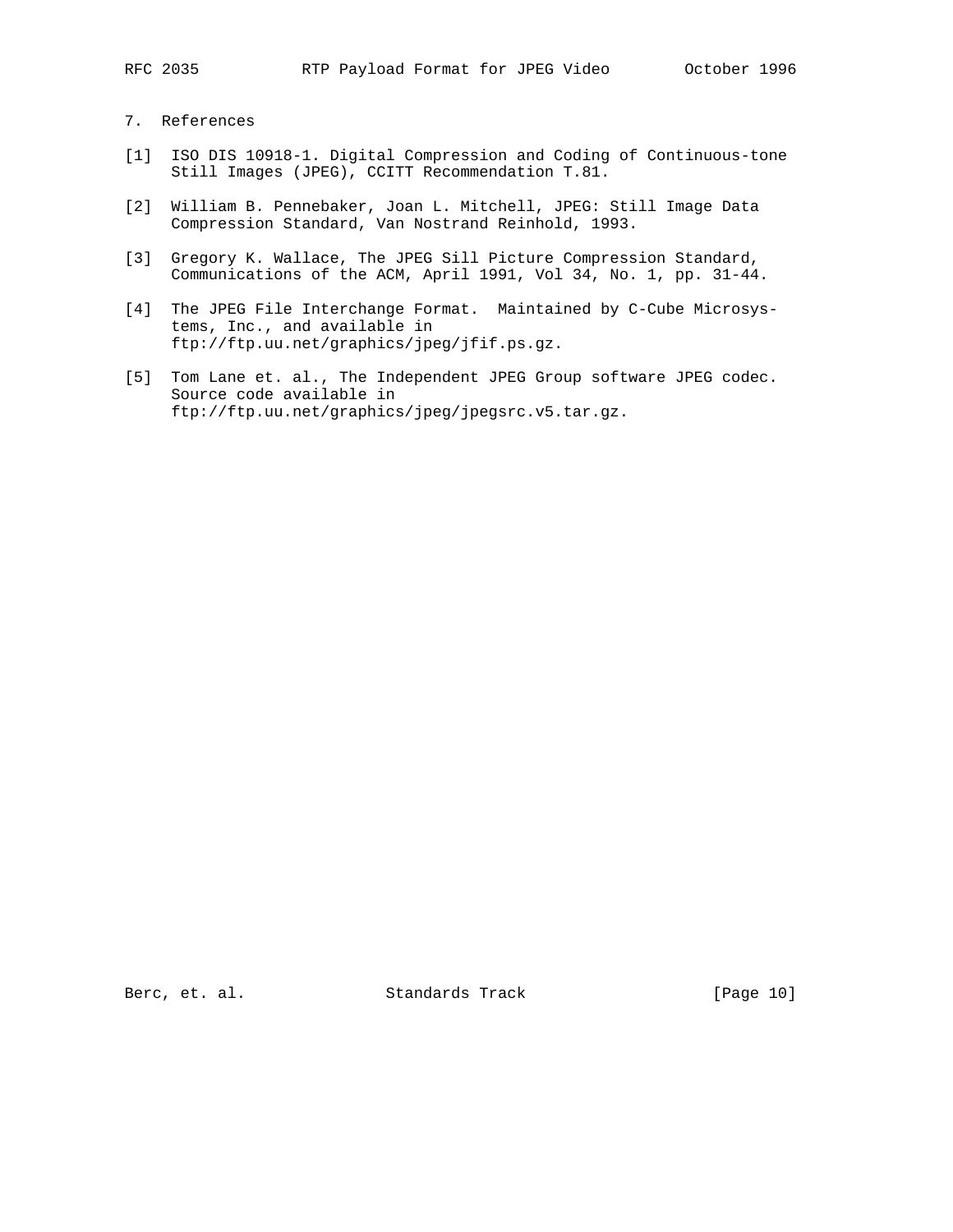## 7. References

[1] ISO DIS 10918-1. Digital Compression and Coding of Continuous-tone Still Images (JPEG), CCITT Recommendation T.81.

[2] William B. Pennebaker, Joan L. Mitchell, JPEG: Still Image Data Compression Standard, Van Nostrand Reinhold, 1993.

[3] Gregory K. Wallace, The JPEG Sill Picture Compression Standard, Communications of the ACM, April 1991, Vol 34, No. 1, pp. 31-44.

[4] The JPEG File Interchange Format. Maintained by C-Cube Microsystems, Inc., and available in ftp://ftp.uu.net/graphics/jpeg/jfif.ps.gz.

[5] Tom Lane et. al., The Independent JPEG Group software JPEG codec. Source code available in ftp://ftp.uu.net/graphics/jpeg/jpegsrc.v5.tar.gz.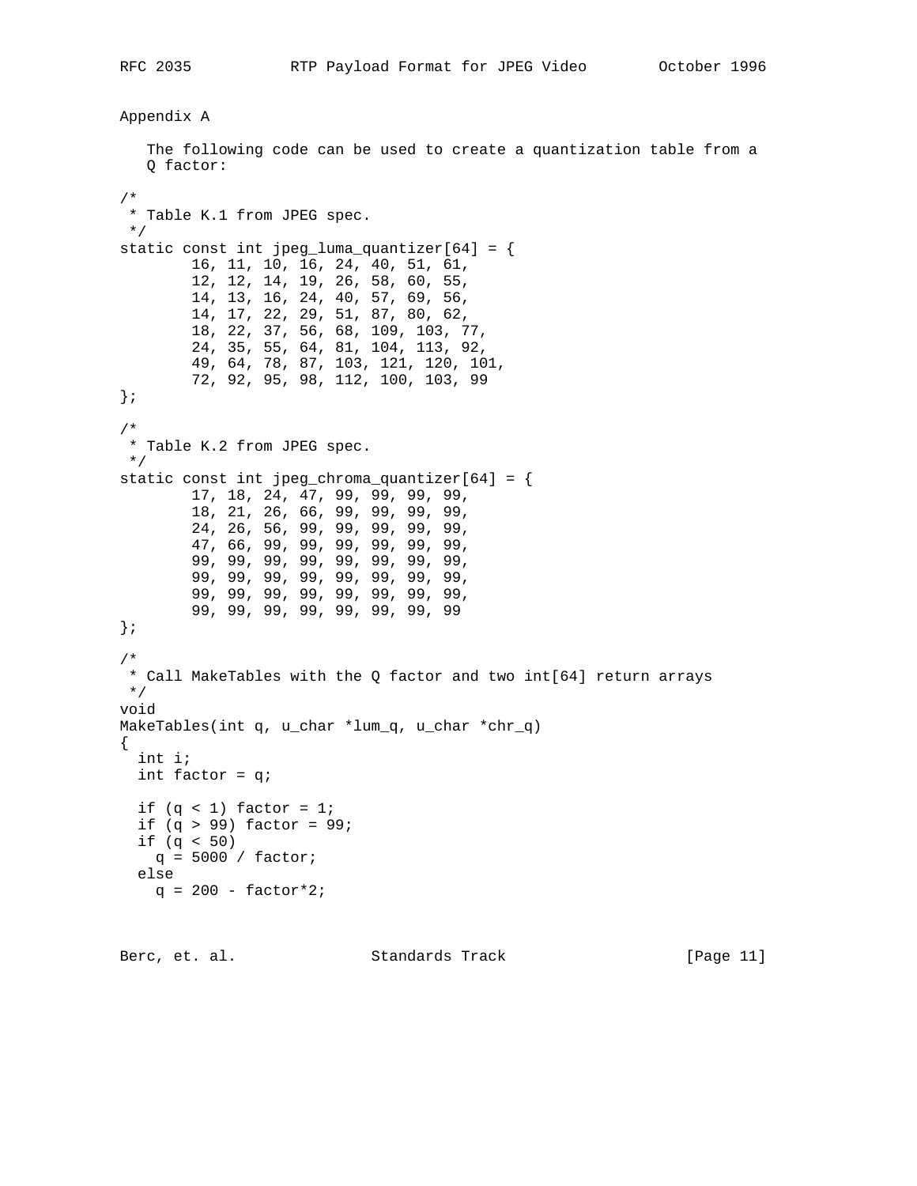## Appendix A

The following code can be used to create a quantization table from a Q factor:

```
/*
 * Table K.1 from JPEG spec.
 */
static const int jpeg_luma_quantizer[64] = {
        16, 11, 10, 16, 24, 40, 51, 61,
        12, 12, 14, 19, 26, 58, 60, 55,
        14, 13, 16, 24, 40, 57, 69, 56,
        14, 17, 22, 29, 51, 87, 80, 62,
        18, 22, 37, 56, 68, 109, 103, 77,
        24, 35, 55, 64, 81, 104, 113, 92,
        49, 64, 78, 87, 103, 121, 120, 101,
        72, 92, 95, 98, 112, 100, 103, 99
};

/*
 * Table K.2 from JPEG spec.
 */
static const int jpeg_chroma_quantizer[64] = {
        17, 18, 24, 47, 99, 99, 99, 99,
        18, 21, 26, 66, 99, 99, 99, 99,
        24, 26, 56, 99, 99, 99, 99, 99,
        47, 66, 99, 99, 99, 99, 99, 99,
        99, 99, 99, 99, 99, 99, 99, 99,
        99, 99, 99, 99, 99, 99, 99, 99,
        99, 99, 99, 99, 99, 99, 99, 99,
        99, 99, 99, 99, 99, 99, 99, 99
};

/*
 * Call MakeTables with the Q factor and two int[64] return arrays
 */
void
MakeTables(int q, u_char *lum_q, u_char *chr_q)
{
  int i;
  int factor = q;

  if (q < 1) factor = 1;
  if (q > 99) factor = 99;
  if (q < 50)
    q = 5000 / factor;
  else
    q = 200 - factor*2;
```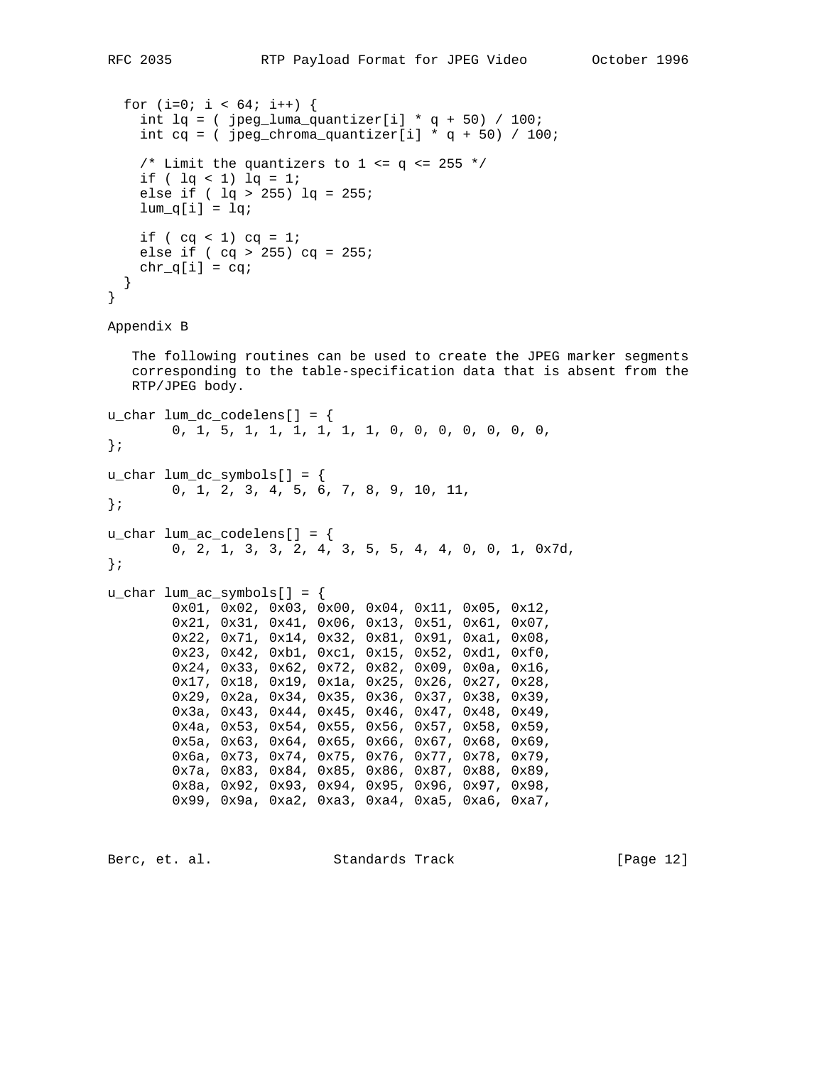```
  for (i=0; i < 64; i++) {
    int lq = ( jpeg_luma_quantizer[i] * q + 50) / 100;
    int cq = ( jpeg_chroma_quantizer[i] * q + 50) / 100;

    /* Limit the quantizers to 1 <= q <= 255 */
    if ( lq < 1) lq = 1;
    else if ( lq > 255) lq = 255;
    lum_q[i] = lq;

    if ( cq < 1) cq = 1;
    else if ( cq > 255) cq = 255;
    chr_q[i] = cq;
  }
}
```

## Appendix B

The following routines can be used to create the JPEG marker segments corresponding to the table-specification data that is absent from the RTP/JPEG body.

```
u_char lum_dc_codelens[] = {
        0, 1, 5, 1, 1, 1, 1, 1, 1, 0, 0, 0, 0, 0, 0, 0,
};

u_char lum_dc_symbols[] = {
        0, 1, 2, 3, 4, 5, 6, 7, 8, 9, 10, 11,
};

u_char lum_ac_codelens[] = {
        0, 2, 1, 3, 3, 2, 4, 3, 5, 5, 4, 4, 0, 0, 1, 0x7d,
};

u_char lum_ac_symbols[] = {
        0x01, 0x02, 0x03, 0x00, 0x04, 0x11, 0x05, 0x12,
        0x21, 0x31, 0x41, 0x06, 0x13, 0x51, 0x61, 0x07,
        0x22, 0x71, 0x14, 0x32, 0x81, 0x91, 0xa1, 0x08,
        0x23, 0x42, 0xb1, 0xc1, 0x15, 0x52, 0xd1, 0xf0,
        0x24, 0x33, 0x62, 0x72, 0x82, 0x09, 0x0a, 0x16,
        0x17, 0x18, 0x19, 0x1a, 0x25, 0x26, 0x27, 0x28,
        0x29, 0x2a, 0x34, 0x35, 0x36, 0x37, 0x38, 0x39,
        0x3a, 0x43, 0x44, 0x45, 0x46, 0x47, 0x48, 0x49,
        0x4a, 0x53, 0x54, 0x55, 0x56, 0x57, 0x58, 0x59,
        0x5a, 0x63, 0x64, 0x65, 0x66, 0x67, 0x68, 0x69,
        0x6a, 0x73, 0x74, 0x75, 0x76, 0x77, 0x78, 0x79,
        0x7a, 0x83, 0x84, 0x85, 0x86, 0x87, 0x88, 0x89,
        0x8a, 0x92, 0x93, 0x94, 0x95, 0x96, 0x97, 0x98,
        0x99, 0x9a, 0xa2, 0xa3, 0xa4, 0xa5, 0xa6, 0xa7,
```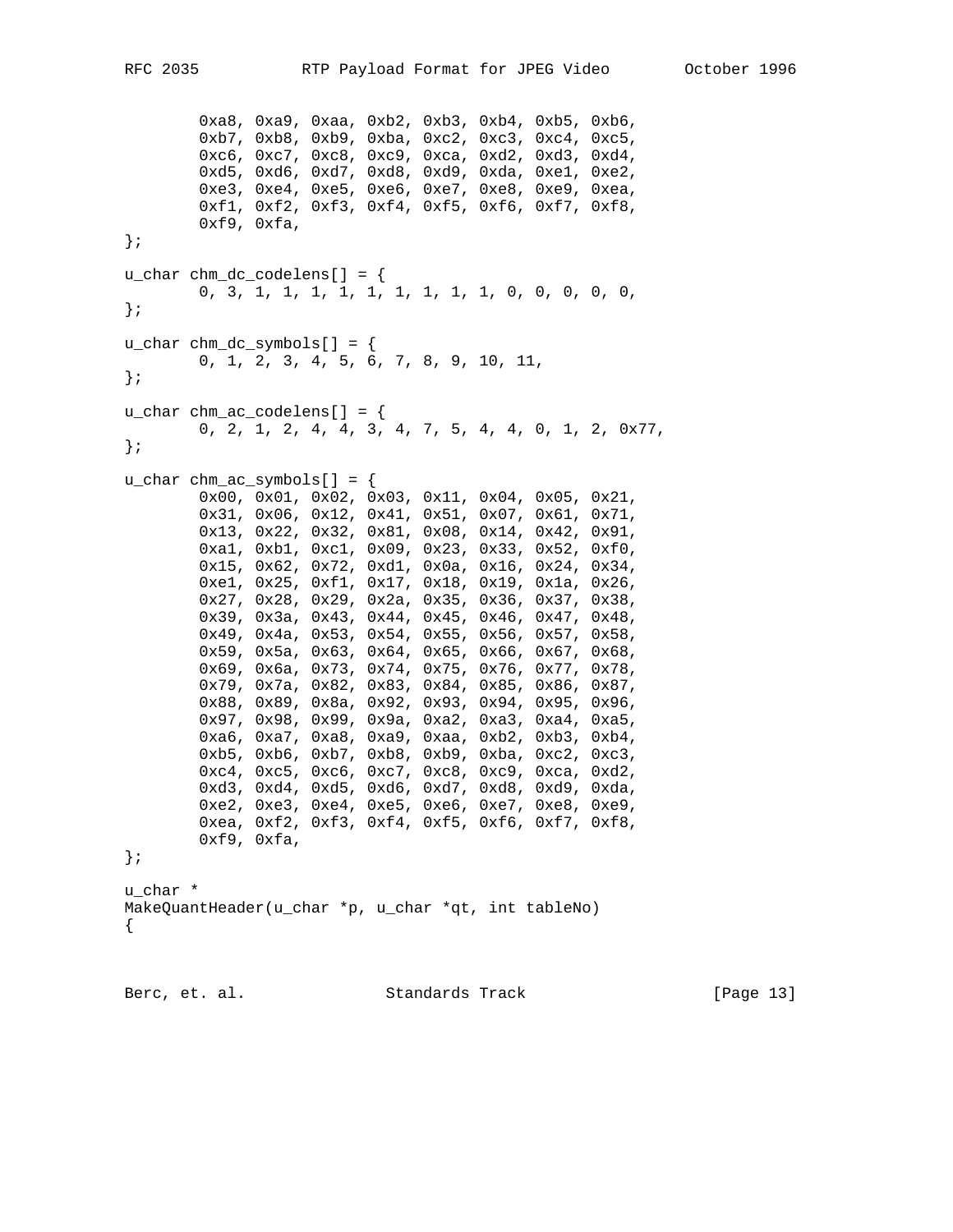```
        0xa8, 0xa9, 0xaa, 0xb2, 0xb3, 0xb4, 0xb5, 0xb6,
        0xb7, 0xb8, 0xb9, 0xba, 0xc2, 0xc3, 0xc4, 0xc5,
        0xc6, 0xc7, 0xc8, 0xc9, 0xca, 0xd2, 0xd3, 0xd4,
        0xd5, 0xd6, 0xd7, 0xd8, 0xd9, 0xda, 0xe1, 0xe2,
        0xe3, 0xe4, 0xe5, 0xe6, 0xe7, 0xe8, 0xe9, 0xea,
        0xf1, 0xf2, 0xf3, 0xf4, 0xf5, 0xf6, 0xf7, 0xf8,
        0xf9, 0xfa,
};

u_char chm_dc_codelens[] = {
        0, 3, 1, 1, 1, 1, 1, 1, 1, 1, 1, 0, 0, 0, 0, 0,
};

u_char chm_dc_symbols[] = {
        0, 1, 2, 3, 4, 5, 6, 7, 8, 9, 10, 11,
};

u_char chm_ac_codelens[] = {
        0, 2, 1, 2, 4, 4, 3, 4, 7, 5, 4, 4, 0, 1, 2, 0x77,
};

u_char chm_ac_symbols[] = {
        0x00, 0x01, 0x02, 0x03, 0x11, 0x04, 0x05, 0x21,
        0x31, 0x06, 0x12, 0x41, 0x51, 0x07, 0x61, 0x71,
        0x13, 0x22, 0x32, 0x81, 0x08, 0x14, 0x42, 0x91,
        0xa1, 0xb1, 0xc1, 0x09, 0x23, 0x33, 0x52, 0xf0,
        0x15, 0x62, 0x72, 0xd1, 0x0a, 0x16, 0x24, 0x34,
        0xe1, 0x25, 0xf1, 0x17, 0x18, 0x19, 0x1a, 0x26,
        0x27, 0x28, 0x29, 0x2a, 0x35, 0x36, 0x37, 0x38,
        0x39, 0x3a, 0x43, 0x44, 0x45, 0x46, 0x47, 0x48,
        0x49, 0x4a, 0x53, 0x54, 0x55, 0x56, 0x57, 0x58,
        0x59, 0x5a, 0x63, 0x64, 0x65, 0x66, 0x67, 0x68,
        0x69, 0x6a, 0x73, 0x74, 0x75, 0x76, 0x77, 0x78,
        0x79, 0x7a, 0x82, 0x83, 0x84, 0x85, 0x86, 0x87,
        0x88, 0x89, 0x8a, 0x92, 0x93, 0x94, 0x95, 0x96,
        0x97, 0x98, 0x99, 0x9a, 0xa2, 0xa3, 0xa4, 0xa5,
        0xa6, 0xa7, 0xa8, 0xa9, 0xaa, 0xb2, 0xb3, 0xb4,
        0xb5, 0xb6, 0xb7, 0xb8, 0xb9, 0xba, 0xc2, 0xc3,
        0xc4, 0xc5, 0xc6, 0xc7, 0xc8, 0xc9, 0xca, 0xd2,
        0xd3, 0xd4, 0xd5, 0xd6, 0xd7, 0xd8, 0xd9, 0xda,
        0xe2, 0xe3, 0xe4, 0xe5, 0xe6, 0xe7, 0xe8, 0xe9,
        0xea, 0xf2, 0xf3, 0xf4, 0xf5, 0xf6, 0xf7, 0xf8,
        0xf9, 0xfa,
};

u_char *
MakeQuantHeader(u_char *p, u_char *qt, int tableNo)
{
```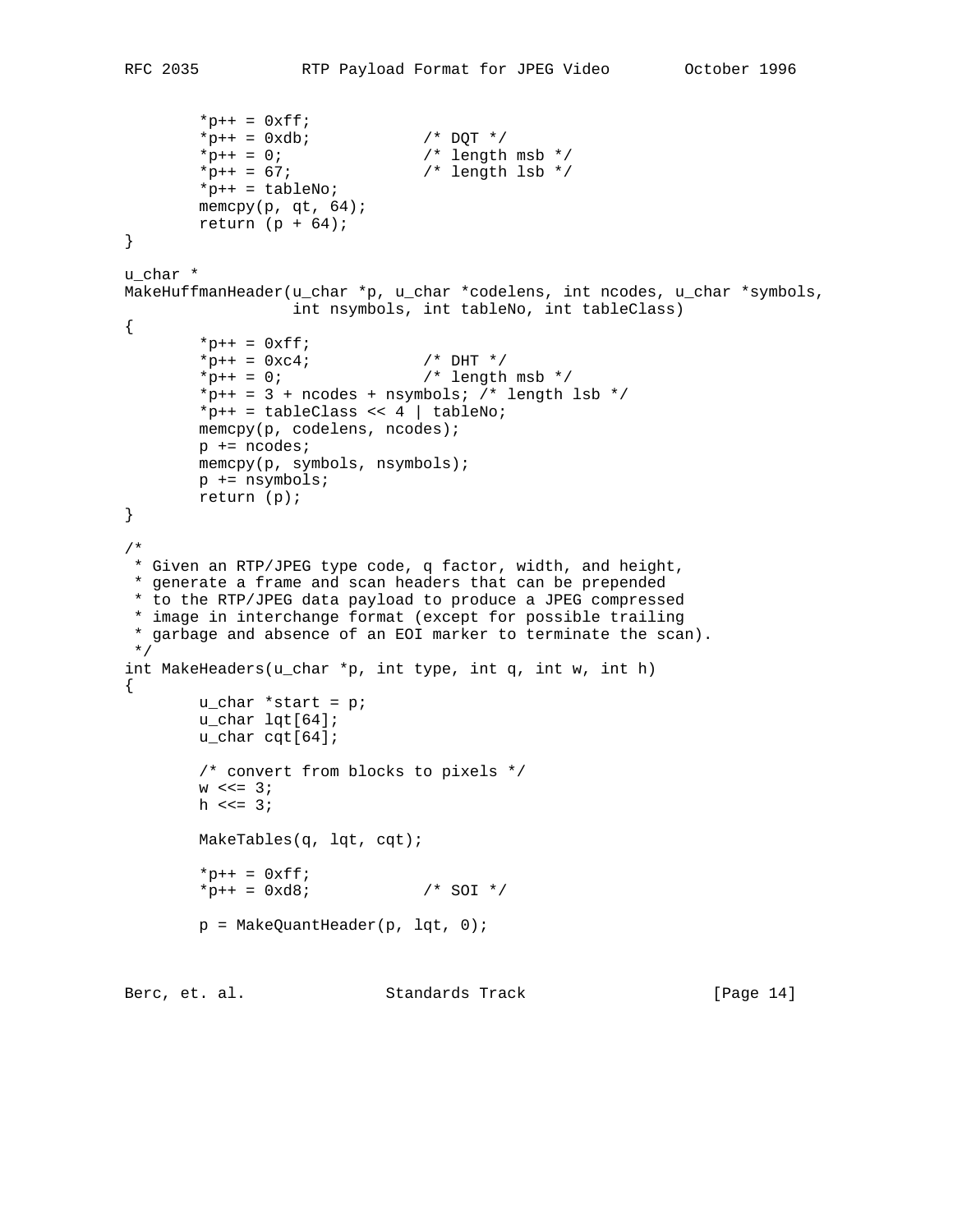```
        *p++ = 0xff;
        *p++ = 0xdb;            /* DQT */
        *p++ = 0;               /* length msb */
        *p++ = 67;              /* length lsb */
        *p++ = tableNo;
        memcpy(p, qt, 64);
        return (p + 64);
}

u_char *
MakeHuffmanHeader(u_char *p, u_char *codelens, int ncodes, u_char *symbols,
                  int nsymbols, int tableNo, int tableClass)
{
        *p++ = 0xff;
        *p++ = 0xc4;            /* DHT */
        *p++ = 0;               /* length msb */
        *p++ = 3 + ncodes + nsymbols; /* length lsb */
        *p++ = tableClass << 4 | tableNo;
        memcpy(p, codelens, ncodes);
        p += ncodes;
        memcpy(p, symbols, nsymbols);
        p += nsymbols;
        return (p);
}

/*
 * Given an RTP/JPEG type code, q factor, width, and height,
 * generate a frame and scan headers that can be prepended
 * to the RTP/JPEG data payload to produce a JPEG compressed
 * image in interchange format (except for possible trailing
 * garbage and absence of an EOI marker to terminate the scan).
 */
int MakeHeaders(u_char *p, int type, int q, int w, int h)
{
        u_char *start = p;
        u_char lqt[64];
        u_char cqt[64];

        /* convert from blocks to pixels */
        w <<= 3;
        h <<= 3;

        MakeTables(q, lqt, cqt);

        *p++ = 0xff;
        *p++ = 0xd8;            /* SOI */

        p = MakeQuantHeader(p, lqt, 0);
```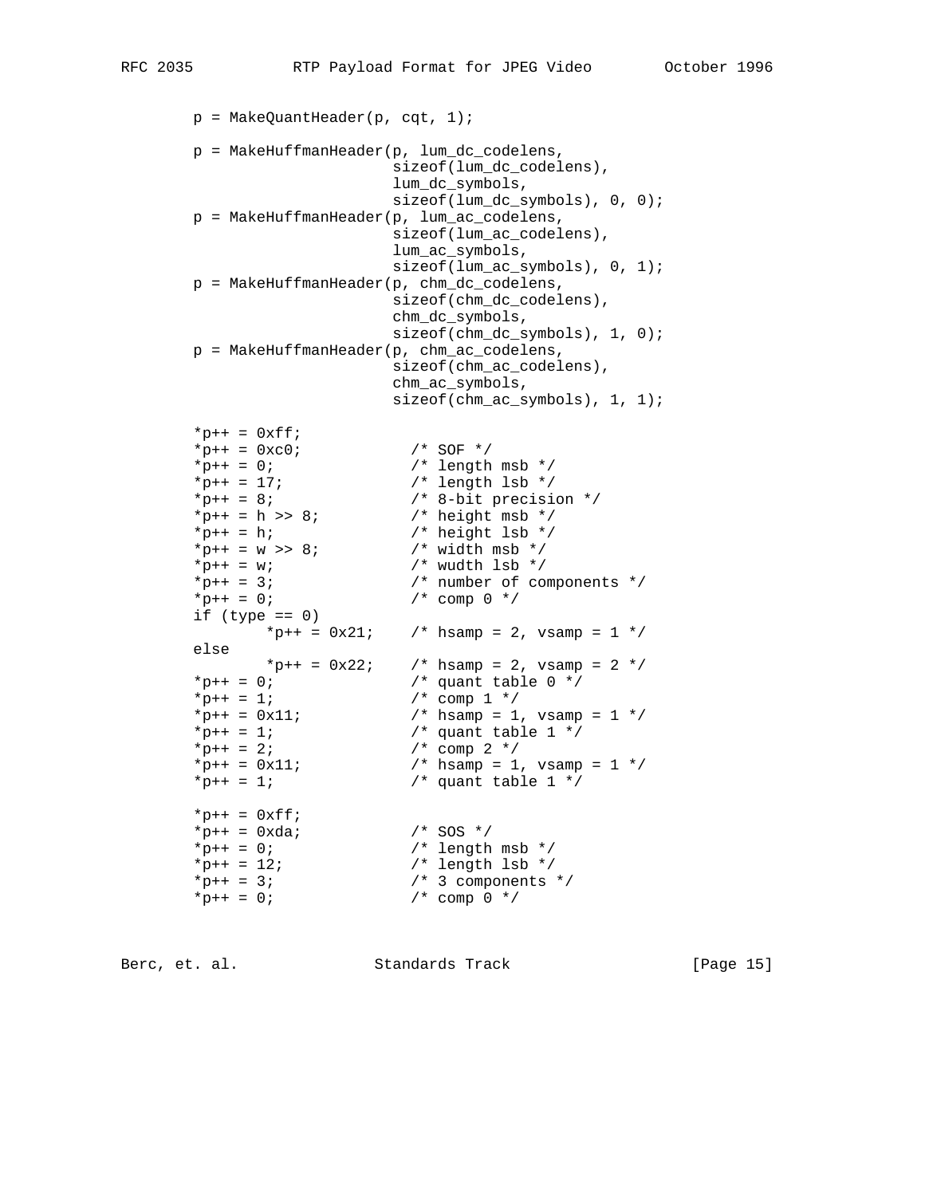```
        p = MakeQuantHeader(p, cqt, 1);

        p = MakeHuffmanHeader(p, lum_dc_codelens,
                              sizeof(lum_dc_codelens),
                              lum_dc_symbols,
                              sizeof(lum_dc_symbols), 0, 0);
        p = MakeHuffmanHeader(p, lum_ac_codelens,
                              sizeof(lum_ac_codelens),
                              lum_ac_symbols,
                              sizeof(lum_ac_symbols), 0, 1);
        p = MakeHuffmanHeader(p, chm_dc_codelens,
                              sizeof(chm_dc_codelens),
                              chm_dc_symbols,
                              sizeof(chm_dc_symbols), 1, 0);
        p = MakeHuffmanHeader(p, chm_ac_codelens,
                              sizeof(chm_ac_codelens),
                              chm_ac_symbols,
                              sizeof(chm_ac_symbols), 1, 1);

        *p++ = 0xff;
        *p++ = 0xc0;            /* SOF */
        *p++ = 0;               /* length msb */
        *p++ = 17;              /* length lsb */
        *p++ = 8;               /* 8-bit precision */
        *p++ = h >> 8;          /* height msb */
        *p++ = h;               /* height lsb */
        *p++ = w >> 8;          /* width msb */
        *p++ = w;               /* wudth lsb */
        *p++ = 3;               /* number of components */
        *p++ = 0;               /* comp 0 */
        if (type == 0)
                *p++ = 0x21;    /* hsamp = 2, vsamp = 1 */
        else
                *p++ = 0x22;    /* hsamp = 2, vsamp = 2 */
        *p++ = 0;               /* quant table 0 */
        *p++ = 1;               /* comp 1 */
        *p++ = 0x11;            /* hsamp = 1, vsamp = 1 */
        *p++ = 1;               /* quant table 1 */
        *p++ = 2;               /* comp 2 */
        *p++ = 0x11;            /* hsamp = 1, vsamp = 1 */
        *p++ = 1;               /* quant table 1 */

        *p++ = 0xff;
        *p++ = 0xda;            /* SOS */
        *p++ = 0;               /* length msb */
        *p++ = 12;              /* length lsb */
        *p++ = 3;               /* 3 components */
        *p++ = 0;               /* comp 0 */
```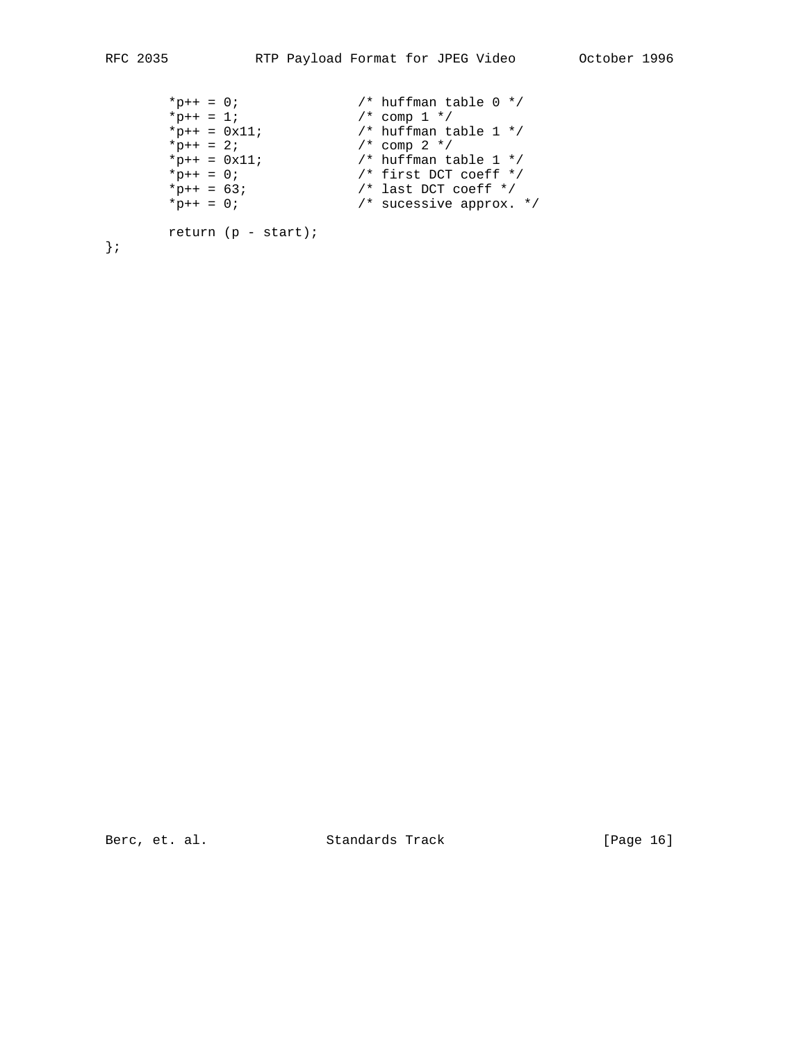```
        *p++ = 0;               /* huffman table 0 */
        *p++ = 1;               /* comp 1 */
        *p++ = 0x11;            /* huffman table 1 */
        *p++ = 2;               /* comp 2 */
        *p++ = 0x11;            /* huffman table 1 */
        *p++ = 0;               /* first DCT coeff */
        *p++ = 63;              /* last DCT coeff */
        *p++ = 0;               /* sucessive approx. */

        return (p - start);
};
```